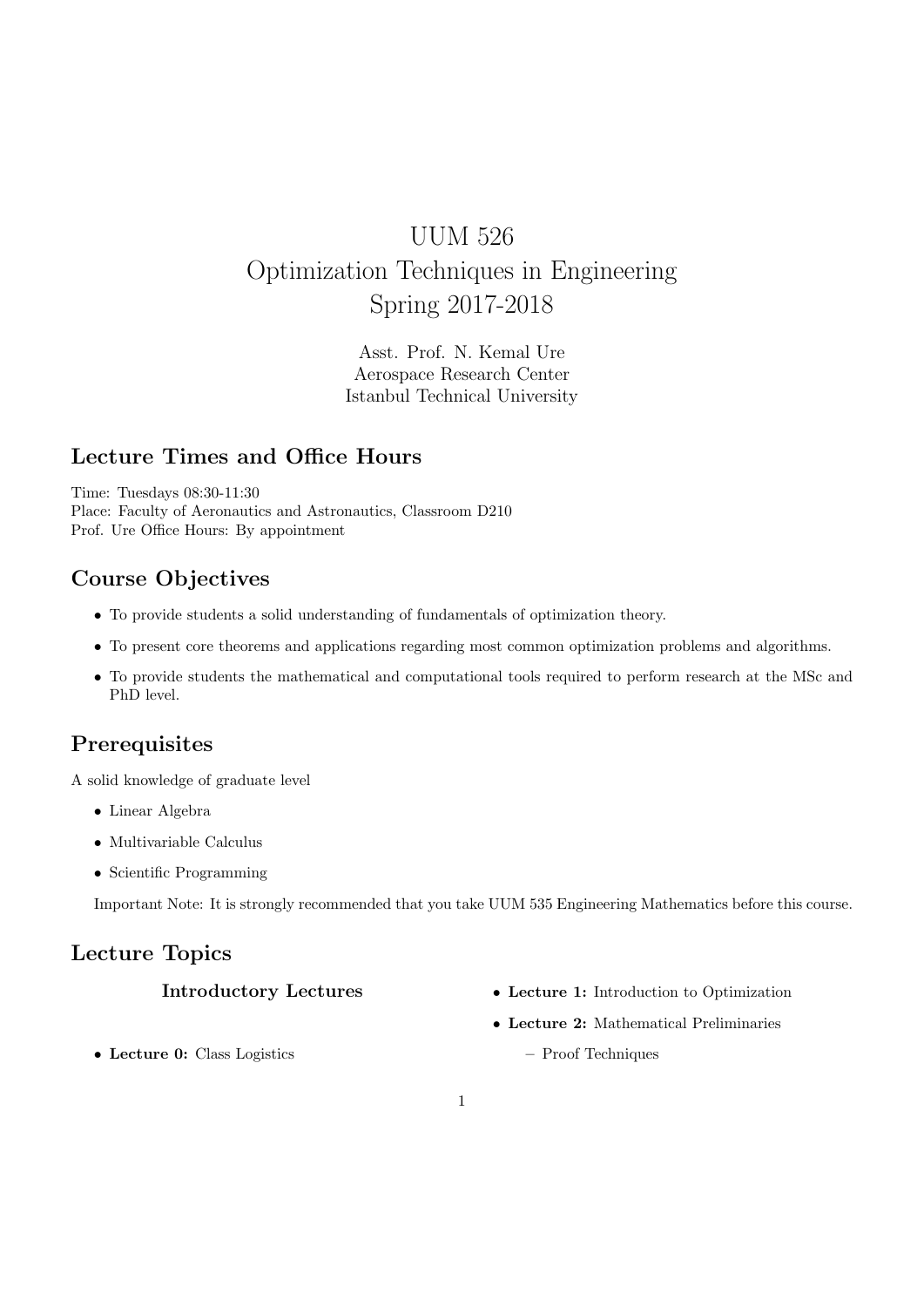# UUM 526
# Optimization Techniques in Engineering
# Spring 2017-2018

Asst. Prof. N. Kemal Ure
Aerospace Research Center
Istanbul Technical University

## Lecture Times and Office Hours

Time: Tuesdays 08:30-11:30
Place: Faculty of Aeronautics and Astronautics, Classroom D210
Prof. Ure Office Hours: By appointment

## Course Objectives

- To provide students a solid understanding of fundamentals of optimization theory.
- To present core theorems and applications regarding most common optimization problems and algorithms.
- To provide students the mathematical and computational tools required to perform research at the MSc and PhD level.

## Prerequisites

A solid knowledge of graduate level

- Linear Algebra
- Multivariable Calculus
- Scientific Programming

Important Note: It is strongly recommended that you take UUM 535 Engineering Mathematics before this course.

## Lecture Topics

### Introductory Lectures

- **Lecture 0:** Class Logistics
- **Lecture 1:** Introduction to Optimization
- **Lecture 2:** Mathematical Preliminaries
  - Proof Techniques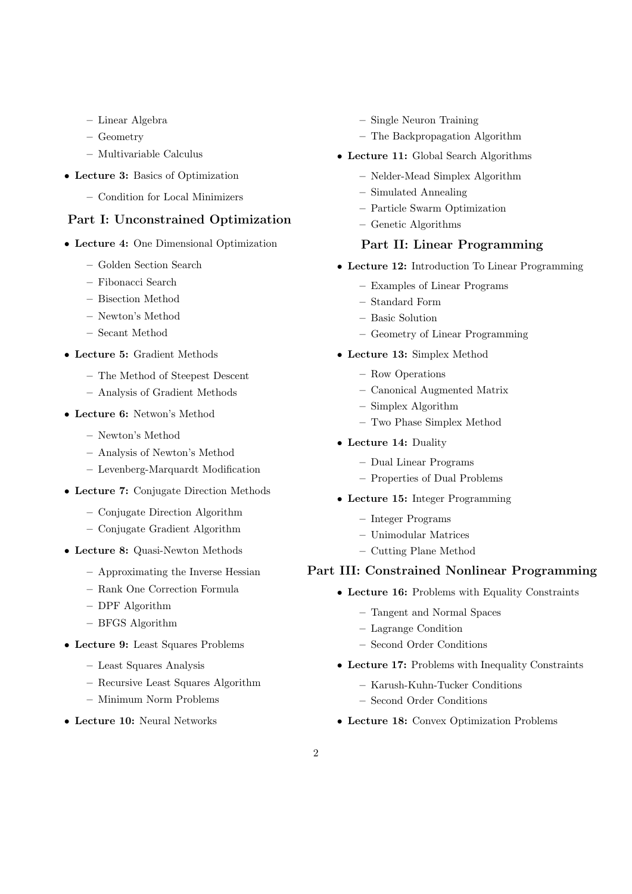- Linear Algebra
  - Geometry
  - Multivariable Calculus

- **Lecture 3:** Basics of Optimization
  - Condition for Local Minimizers

## Part I: Unconstrained Optimization

- **Lecture 4:** One Dimensional Optimization
  - Golden Section Search
  - Fibonacci Search
  - Bisection Method
  - Newton's Method
  - Secant Method
- **Lecture 5:** Gradient Methods
  - The Method of Steepest Descent
  - Analysis of Gradient Methods
- **Lecture 6:** Netwon's Method
  - Newton's Method
  - Analysis of Newton's Method
  - Levenberg-Marquardt Modification
- **Lecture 7:** Conjugate Direction Methods
  - Conjugate Direction Algorithm
  - Conjugate Gradient Algorithm
- **Lecture 8:** Quasi-Newton Methods
  - Approximating the Inverse Hessian
  - Rank One Correction Formula
  - DPF Algorithm
  - BFGS Algorithm
- **Lecture 9:** Least Squares Problems
  - Least Squares Analysis
  - Recursive Least Squares Algorithm
  - Minimum Norm Problems
- **Lecture 10:** Neural Networks
  - Single Neuron Training
  - The Backpropagation Algorithm
- **Lecture 11:** Global Search Algorithms
  - Nelder-Mead Simplex Algorithm
  - Simulated Annealing
  - Particle Swarm Optimization
  - Genetic Algorithms

## Part II: Linear Programming

- **Lecture 12:** Introduction To Linear Programming
  - Examples of Linear Programs
  - Standard Form
  - Basic Solution
  - Geometry of Linear Programming
- **Lecture 13:** Simplex Method
  - Row Operations
  - Canonical Augmented Matrix
  - Simplex Algorithm
  - Two Phase Simplex Method
- **Lecture 14:** Duality
  - Dual Linear Programs
  - Properties of Dual Problems
- **Lecture 15:** Integer Programming
  - Integer Programs
  - Unimodular Matrices
  - Cutting Plane Method

## Part III: Constrained Nonlinear Programming

- **Lecture 16:** Problems with Equality Constraints
  - Tangent and Normal Spaces
  - Lagrange Condition
  - Second Order Conditions
- **Lecture 17:** Problems with Inequality Constraints
  - Karush-Kuhn-Tucker Conditions
  - Second Order Conditions
- **Lecture 18:** Convex Optimization Problems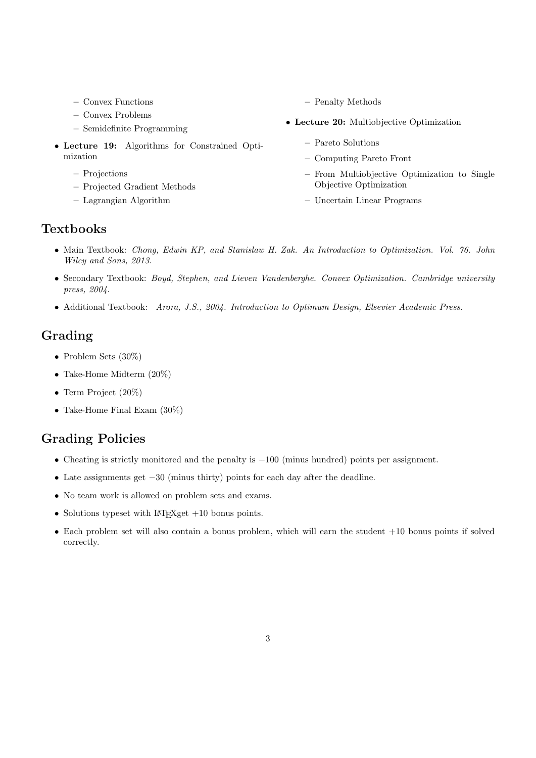- Convex Functions
  - Convex Problems
  - Semidefinite Programming
- **Lecture 19:** Algorithms for Constrained Optimization
  - Projections
  - Projected Gradient Methods
  - Lagrangian Algorithm
  - Penalty Methods
- **Lecture 20:** Multiobjective Optimization
  - Pareto Solutions
  - Computing Pareto Front
  - From Multiobjective Optimization to Single Objective Optimization
  - Uncertain Linear Programs

## Textbooks

- Main Textbook: *Chong, Edwin KP, and Stanislaw H. Zak. An Introduction to Optimization. Vol. 76. John Wiley and Sons, 2013.*
- Secondary Textbook: *Boyd, Stephen, and Lieven Vandenberghe. Convex Optimization. Cambridge university press, 2004.*
- Additional Textbook: *Arora, J.S., 2004. Introduction to Optimum Design, Elsevier Academic Press.*

## Grading

- Problem Sets (30%)
- Take-Home Midterm (20%)
- Term Project (20%)
- Take-Home Final Exam (30%)

## Grading Policies

- Cheating is strictly monitored and the penalty is −100 (minus hundred) points per assignment.
- Late assignments get −30 (minus thirty) points for each day after the deadline.
- No team work is allowed on problem sets and exams.
- Solutions typeset with LaTeXget +10 bonus points.
- Each problem set will also contain a bonus problem, which will earn the student +10 bonus points if solved correctly.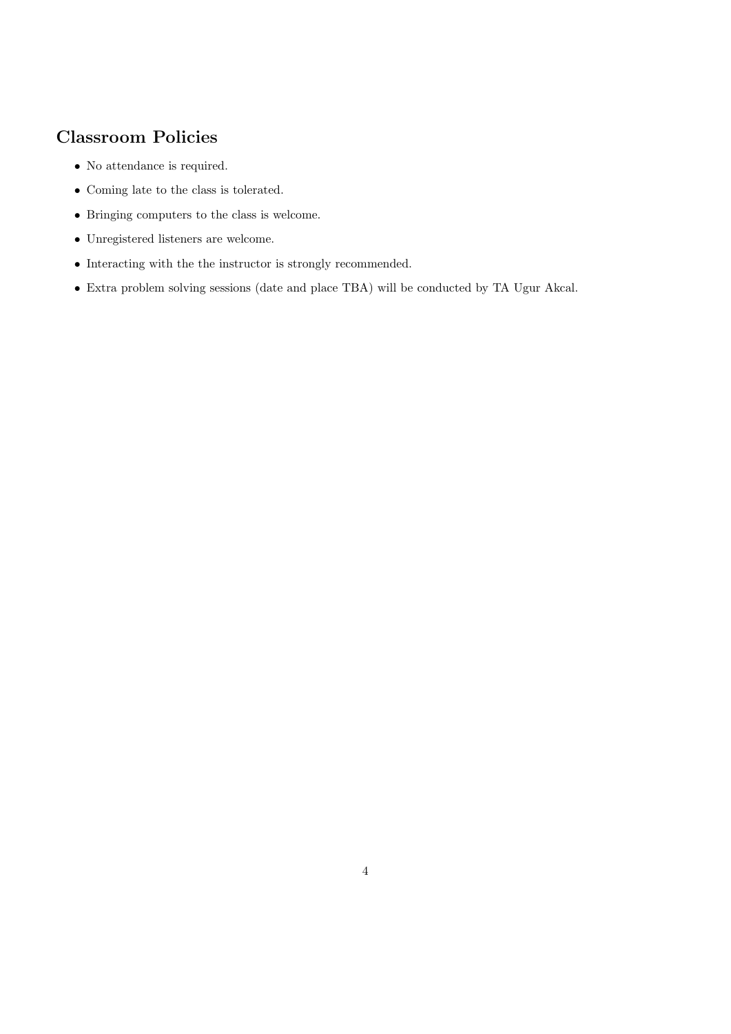## Classroom Policies

- No attendance is required.
- Coming late to the class is tolerated.
- Bringing computers to the class is welcome.
- Unregistered listeners are welcome.
- Interacting with the the instructor is strongly recommended.
- Extra problem solving sessions (date and place TBA) will be conducted by TA Ugur Akcal.